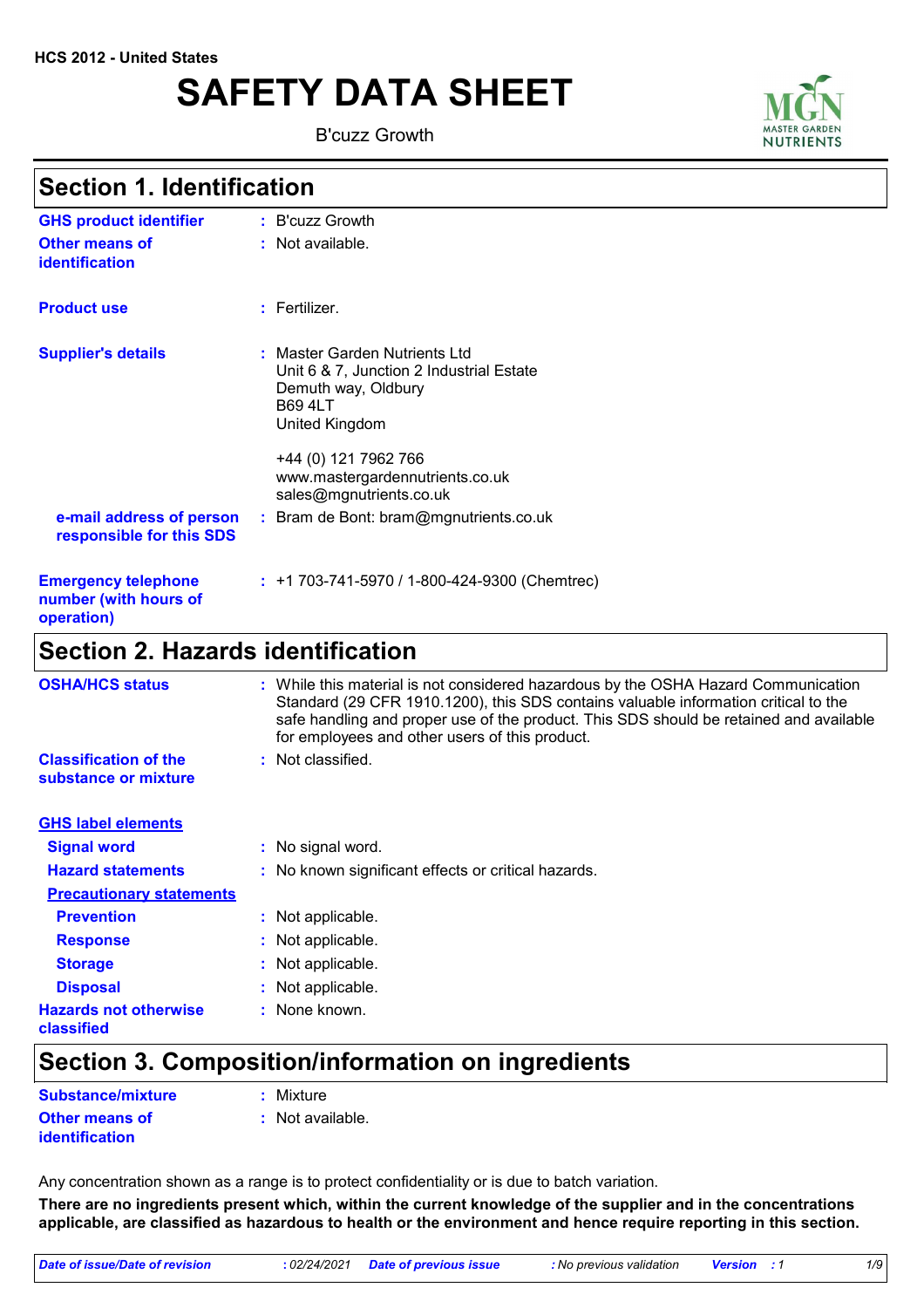HCS 2012 - United States

# SAFETY DATA SHEET

B'cuzz Growth

## Section 1. Identification

**GHS product identifier** : B'cuzz Growth

**Other means of identification** : Not available.

**Product use** : Fertilizer.

**Supplier's details** : Master Garden Nutrients Ltd
Unit 6 & 7, Junction 2 Industrial Estate
Demuth way, Oldbury
B69 4LT
United Kingdom

+44 (0) 121 7962 766
www.mastergardennutrients.co.uk
sales@mgnutrients.co.uk

**e-mail address of person responsible for this SDS** : Bram de Bont: bram@mgnutrients.co.uk

**Emergency telephone number (with hours of operation)** : +1 703-741-5970 / 1-800-424-9300 (Chemtrec)

## Section 2. Hazards identification

**OSHA/HCS status** : While this material is not considered hazardous by the OSHA Hazard Communication Standard (29 CFR 1910.1200), this SDS contains valuable information critical to the safe handling and proper use of the product. This SDS should be retained and available for employees and other users of this product.

**Classification of the substance or mixture** : Not classified.

**GHS label elements**

**Signal word** : No signal word.

**Hazard statements** : No known significant effects or critical hazards.

**Precautionary statements**

**Prevention** : Not applicable.

**Response** : Not applicable.

**Storage** : Not applicable.

**Disposal** : Not applicable.

**Hazards not otherwise classified** : None known.

## Section 3. Composition/information on ingredients

**Substance/mixture** : Mixture

**Other means of identification** : Not available.

Any concentration shown as a range is to protect confidentiality or is due to batch variation.

**There are no ingredients present which, within the current knowledge of the supplier and in the concentrations applicable, are classified as hazardous to health or the environment and hence require reporting in this section.**

*Date of issue/Date of revision* : 02/24/2021 *Date of previous issue* : No previous validation *Version* : 1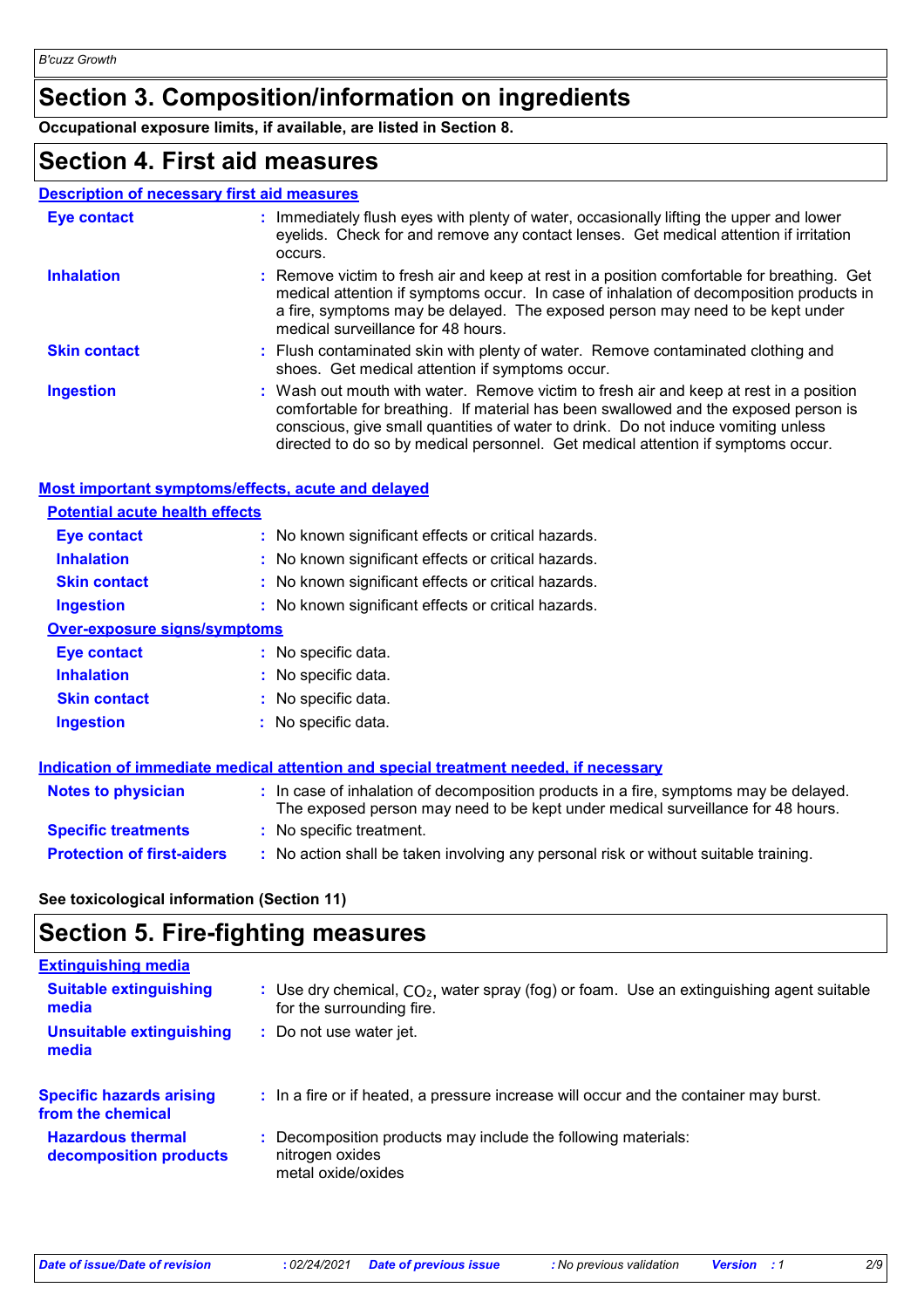# Section 3. Composition/information on ingredients

**Occupational exposure limits, if available, are listed in Section 8.**

# Section 4. First aid measures

## Description of necessary first aid measures

| | |
|---|---|
| **Eye contact** | : Immediately flush eyes with plenty of water, occasionally lifting the upper and lower eyelids. Check for and remove any contact lenses. Get medical attention if irritation occurs. |
| **Inhalation** | : Remove victim to fresh air and keep at rest in a position comfortable for breathing. Get medical attention if symptoms occur. In case of inhalation of decomposition products in a fire, symptoms may be delayed. The exposed person may need to be kept under medical surveillance for 48 hours. |
| **Skin contact** | : Flush contaminated skin with plenty of water. Remove contaminated clothing and shoes. Get medical attention if symptoms occur. |
| **Ingestion** | : Wash out mouth with water. Remove victim to fresh air and keep at rest in a position comfortable for breathing. If material has been swallowed and the exposed person is conscious, give small quantities of water to drink. Do not induce vomiting unless directed to do so by medical personnel. Get medical attention if symptoms occur. |

## Most important symptoms/effects, acute and delayed

### Potential acute health effects

| | |
|---|---|
| **Eye contact** | : No known significant effects or critical hazards. |
| **Inhalation** | : No known significant effects or critical hazards. |
| **Skin contact** | : No known significant effects or critical hazards. |
| **Ingestion** | : No known significant effects or critical hazards. |

### Over-exposure signs/symptoms

| | |
|---|---|
| **Eye contact** | : No specific data. |
| **Inhalation** | : No specific data. |
| **Skin contact** | : No specific data. |
| **Ingestion** | : No specific data. |

## Indication of immediate medical attention and special treatment needed, if necessary

| | |
|---|---|
| **Notes to physician** | : In case of inhalation of decomposition products in a fire, symptoms may be delayed. The exposed person may need to be kept under medical surveillance for 48 hours. |
| **Specific treatments** | : No specific treatment. |
| **Protection of first-aiders** | : No action shall be taken involving any personal risk or without suitable training. |

**See toxicological information (Section 11)**

# Section 5. Fire-fighting measures

## Extinguishing media

| | |
|---|---|
| **Suitable extinguishing media** | : Use dry chemical, $CO_2$, water spray (fog) or foam. Use an extinguishing agent suitable for the surrounding fire. |
| **Unsuitable extinguishing media** | : Do not use water jet. |

| | |
|---|---|
| **Specific hazards arising from the chemical** | : In a fire or if heated, a pressure increase will occur and the container may burst. |
| **Hazardous thermal decomposition products** | : Decomposition products may include the following materials: nitrogen oxides metal oxide/oxides |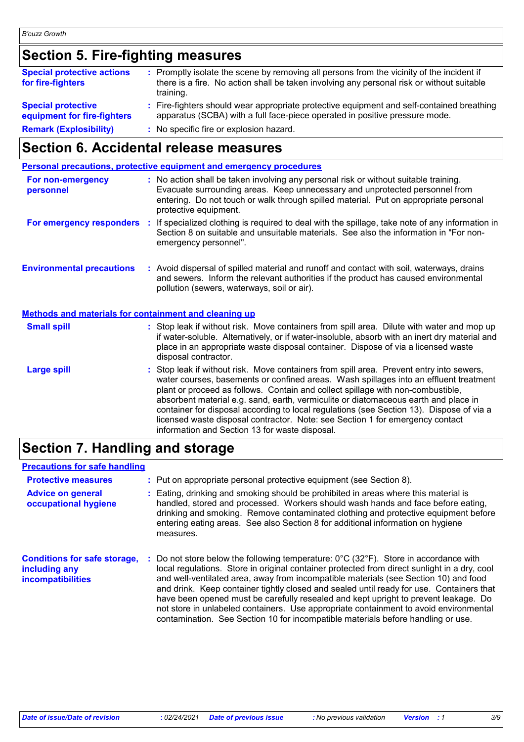## Section 5. Fire-fighting measures

| | |
|---|---|
| **Special protective actions for fire-fighters** | Promptly isolate the scene by removing all persons from the vicinity of the incident if there is a fire. No action shall be taken involving any personal risk or without suitable training. |
| **Special protective equipment for fire-fighters** | Fire-fighters should wear appropriate protective equipment and self-contained breathing apparatus (SCBA) with a full face-piece operated in positive pressure mode. |
| **Remark (Explosibility)** | No specific fire or explosion hazard. |

## Section 6. Accidental release measures

### Personal precautions, protective equipment and emergency procedures

| | |
|---|---|
| **For non-emergency personnel** | No action shall be taken involving any personal risk or without suitable training. Evacuate surrounding areas. Keep unnecessary and unprotected personnel from entering. Do not touch or walk through spilled material. Put on appropriate personal protective equipment. |
| **For emergency responders** | If specialized clothing is required to deal with the spillage, take note of any information in Section 8 on suitable and unsuitable materials. See also the information in "For non-emergency personnel". |
| **Environmental precautions** | Avoid dispersal of spilled material and runoff and contact with soil, waterways, drains and sewers. Inform the relevant authorities if the product has caused environmental pollution (sewers, waterways, soil or air). |

### Methods and materials for containment and cleaning up

| | |
|---|---|
| **Small spill** | Stop leak if without risk. Move containers from spill area. Dilute with water and mop up if water-soluble. Alternatively, or if water-insoluble, absorb with an inert dry material and place in an appropriate waste disposal container. Dispose of via a licensed waste disposal contractor. |
| **Large spill** | Stop leak if without risk. Move containers from spill area. Prevent entry into sewers, water courses, basements or confined areas. Wash spillages into an effluent treatment plant or proceed as follows. Contain and collect spillage with non-combustible, absorbent material e.g. sand, earth, vermiculite or diatomaceous earth and place in container for disposal according to local regulations (see Section 13). Dispose of via a licensed waste disposal contractor. Note: see Section 1 for emergency contact information and Section 13 for waste disposal. |

## Section 7. Handling and storage

### Precautions for safe handling

| | |
|---|---|
| **Protective measures** | Put on appropriate personal protective equipment (see Section 8). |
| **Advice on general occupational hygiene** | Eating, drinking and smoking should be prohibited in areas where this material is handled, stored and processed. Workers should wash hands and face before eating, drinking and smoking. Remove contaminated clothing and protective equipment before entering eating areas. See also Section 8 for additional information on hygiene measures. |
| **Conditions for safe storage, including any incompatibilities** | Do not store below the following temperature: 0°C (32°F). Store in accordance with local regulations. Store in original container protected from direct sunlight in a dry, cool and well-ventilated area, away from incompatible materials (see Section 10) and food and drink. Keep container tightly closed and sealed until ready for use. Containers that have been opened must be carefully resealed and kept upright to prevent leakage. Do not store in unlabeled containers. Use appropriate containment to avoid environmental contamination. See Section 10 for incompatible materials before handling or use. |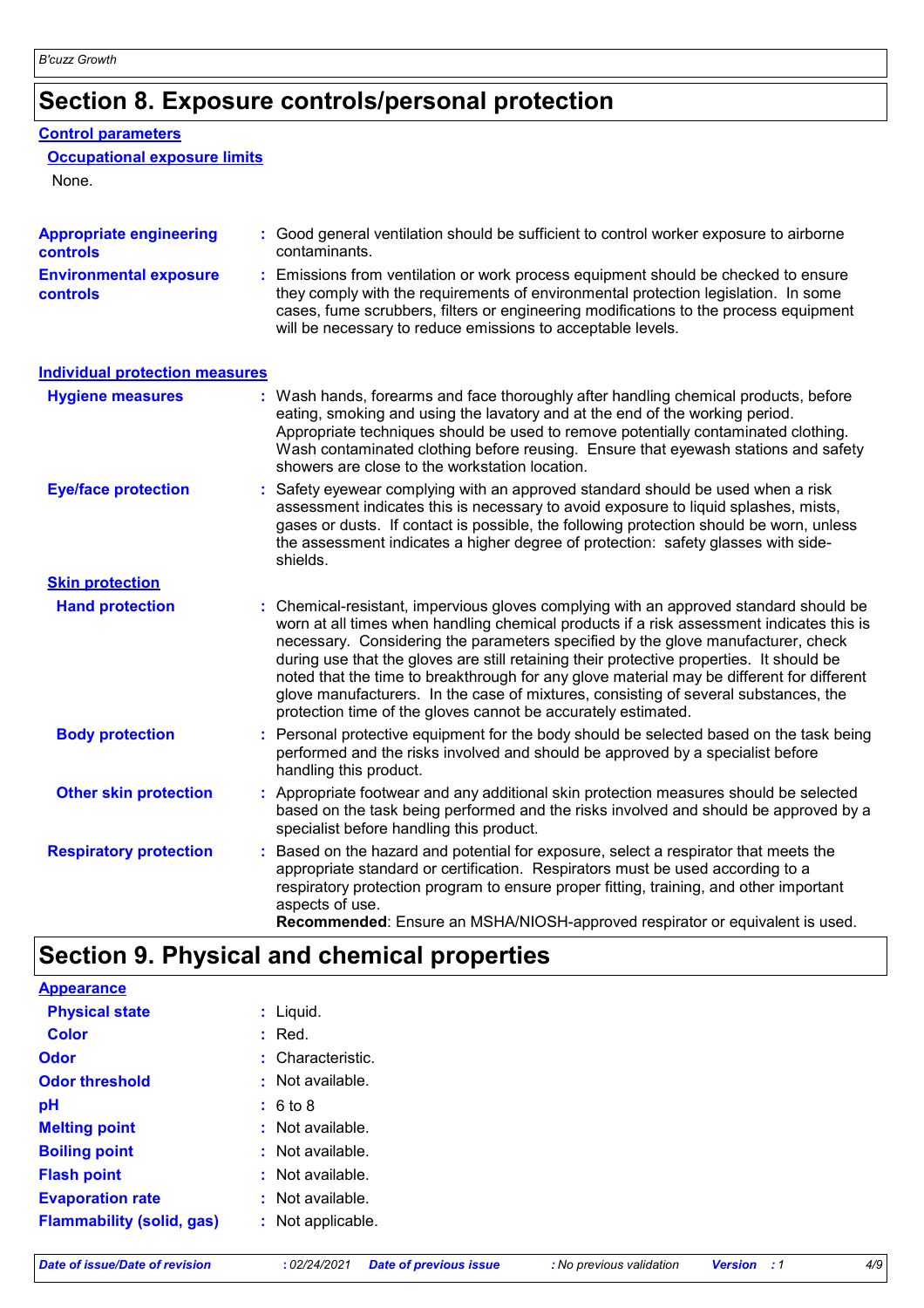# Section 8. Exposure controls/personal protection

## Control parameters

### Occupational exposure limits

None.

**Appropriate engineering controls** : Good general ventilation should be sufficient to control worker exposure to airborne contaminants.

**Environmental exposure controls** : Emissions from ventilation or work process equipment should be checked to ensure they comply with the requirements of environmental protection legislation. In some cases, fume scrubbers, filters or engineering modifications to the process equipment will be necessary to reduce emissions to acceptable levels.

## Individual protection measures

**Hygiene measures** : Wash hands, forearms and face thoroughly after handling chemical products, before eating, smoking and using the lavatory and at the end of the working period. Appropriate techniques should be used to remove potentially contaminated clothing. Wash contaminated clothing before reusing. Ensure that eyewash stations and safety showers are close to the workstation location.

**Eye/face protection** : Safety eyewear complying with an approved standard should be used when a risk assessment indicates this is necessary to avoid exposure to liquid splashes, mists, gases or dusts. If contact is possible, the following protection should be worn, unless the assessment indicates a higher degree of protection: safety glasses with side-shields.

### Skin protection

**Hand protection** : Chemical-resistant, impervious gloves complying with an approved standard should be worn at all times when handling chemical products if a risk assessment indicates this is necessary. Considering the parameters specified by the glove manufacturer, check during use that the gloves are still retaining their protective properties. It should be noted that the time to breakthrough for any glove material may be different for different glove manufacturers. In the case of mixtures, consisting of several substances, the protection time of the gloves cannot be accurately estimated.

**Body protection** : Personal protective equipment for the body should be selected based on the task being performed and the risks involved and should be approved by a specialist before handling this product.

**Other skin protection** : Appropriate footwear and any additional skin protection measures should be selected based on the task being performed and the risks involved and should be approved by a specialist before handling this product.

**Respiratory protection** : Based on the hazard and potential for exposure, select a respirator that meets the appropriate standard or certification. Respirators must be used according to a respiratory protection program to ensure proper fitting, training, and other important aspects of use.
**Recommended**: Ensure an MSHA/NIOSH-approved respirator or equivalent is used.

# Section 9. Physical and chemical properties

## Appearance

**Physical state** : Liquid.

**Color** : Red.

**Odor** : Characteristic.

**Odor threshold** : Not available.

**pH** : 6 to 8

**Melting point** : Not available.

**Boiling point** : Not available.

**Flash point** : Not available.

**Evaporation rate** : Not available.

**Flammability (solid, gas)** : Not applicable.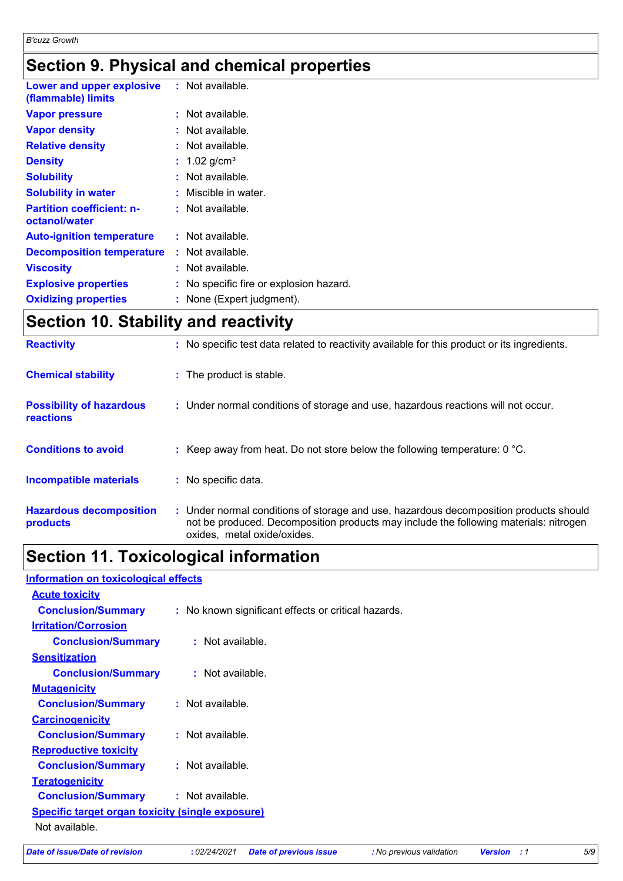## Section 9. Physical and chemical properties

| | |
|---|---|
| **Lower and upper explosive (flammable) limits** | : Not available. |
| **Vapor pressure** | : Not available. |
| **Vapor density** | : Not available. |
| **Relative density** | : Not available. |
| **Density** | : 1.02 g/cm³ |
| **Solubility** | : Not available. |
| **Solubility in water** | : Miscible in water. |
| **Partition coefficient: n-octanol/water** | : Not available. |
| **Auto-ignition temperature** | : Not available. |
| **Decomposition temperature** | : Not available. |
| **Viscosity** | : Not available. |
| **Explosive properties** | : No specific fire or explosion hazard. |
| **Oxidizing properties** | : None (Expert judgment). |

## Section 10. Stability and reactivity

| | |
|---|---|
| **Reactivity** | : No specific test data related to reactivity available for this product or its ingredients. |
| **Chemical stability** | : The product is stable. |
| **Possibility of hazardous reactions** | : Under normal conditions of storage and use, hazardous reactions will not occur. |
| **Conditions to avoid** | : Keep away from heat. Do not store below the following temperature: 0 °C. |
| **Incompatible materials** | : No specific data. |
| **Hazardous decomposition products** | : Under normal conditions of storage and use, hazardous decomposition products should not be produced. Decomposition products may include the following materials: nitrogen oxides, metal oxide/oxides. |

## Section 11. Toxicological information

**Information on toxicological effects**

**Acute toxicity**

**Conclusion/Summary** : No known significant effects or critical hazards.

**Irritation/Corrosion**

**Conclusion/Summary** : Not available.

**Sensitization**

**Conclusion/Summary** : Not available.

**Mutagenicity**

**Conclusion/Summary** : Not available.

**Carcinogenicity**

**Conclusion/Summary** : Not available.

**Reproductive toxicity**

**Conclusion/Summary** : Not available.

**Teratogenicity**

**Conclusion/Summary** : Not available.

**Specific target organ toxicity (single exposure)**

Not available.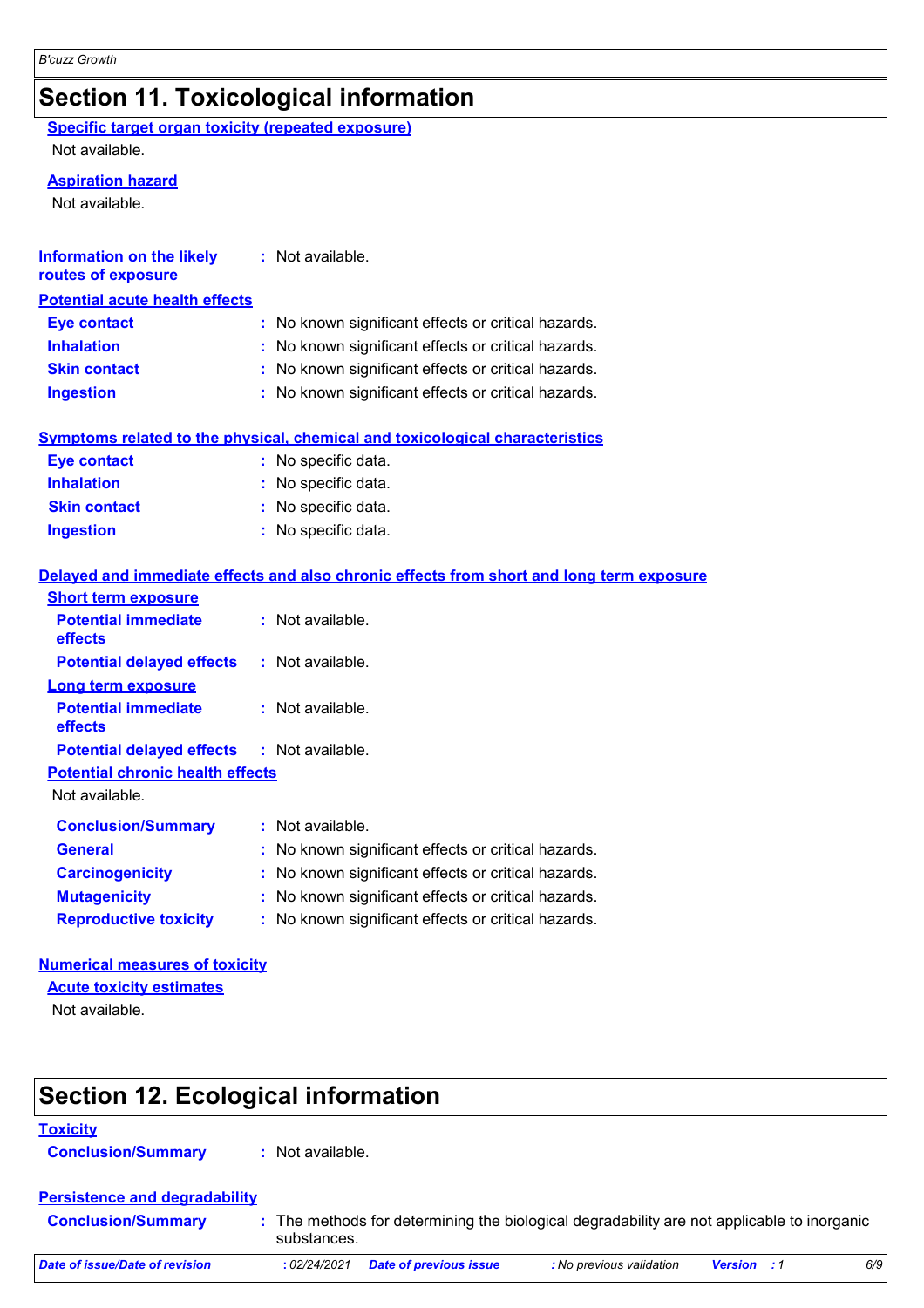## Section 11. Toxicological information

**Specific target organ toxicity (repeated exposure)**

Not available.

**Aspiration hazard**

Not available.

**Information on the likely routes of exposure** : Not available.

**Potential acute health effects**

**Eye contact** : No known significant effects or critical hazards.
**Inhalation** : No known significant effects or critical hazards.
**Skin contact** : No known significant effects or critical hazards.
**Ingestion** : No known significant effects or critical hazards.

**Symptoms related to the physical, chemical and toxicological characteristics**

**Eye contact** : No specific data.
**Inhalation** : No specific data.
**Skin contact** : No specific data.
**Ingestion** : No specific data.

**Delayed and immediate effects and also chronic effects from short and long term exposure**

**Short term exposure**

**Potential immediate effects** : Not available.
**Potential delayed effects** : Not available.

**Long term exposure**

**Potential immediate effects** : Not available.
**Potential delayed effects** : Not available.

**Potential chronic health effects**

Not available.

**Conclusion/Summary** : Not available.
**General** : No known significant effects or critical hazards.
**Carcinogenicity** : No known significant effects or critical hazards.
**Mutagenicity** : No known significant effects or critical hazards.
**Reproductive toxicity** : No known significant effects or critical hazards.

**Numerical measures of toxicity**

**Acute toxicity estimates**

Not available.

## Section 12. Ecological information

**Toxicity**

**Conclusion/Summary** : Not available.

**Persistence and degradability**

**Conclusion/Summary** : The methods for determining the biological degradability are not applicable to inorganic substances.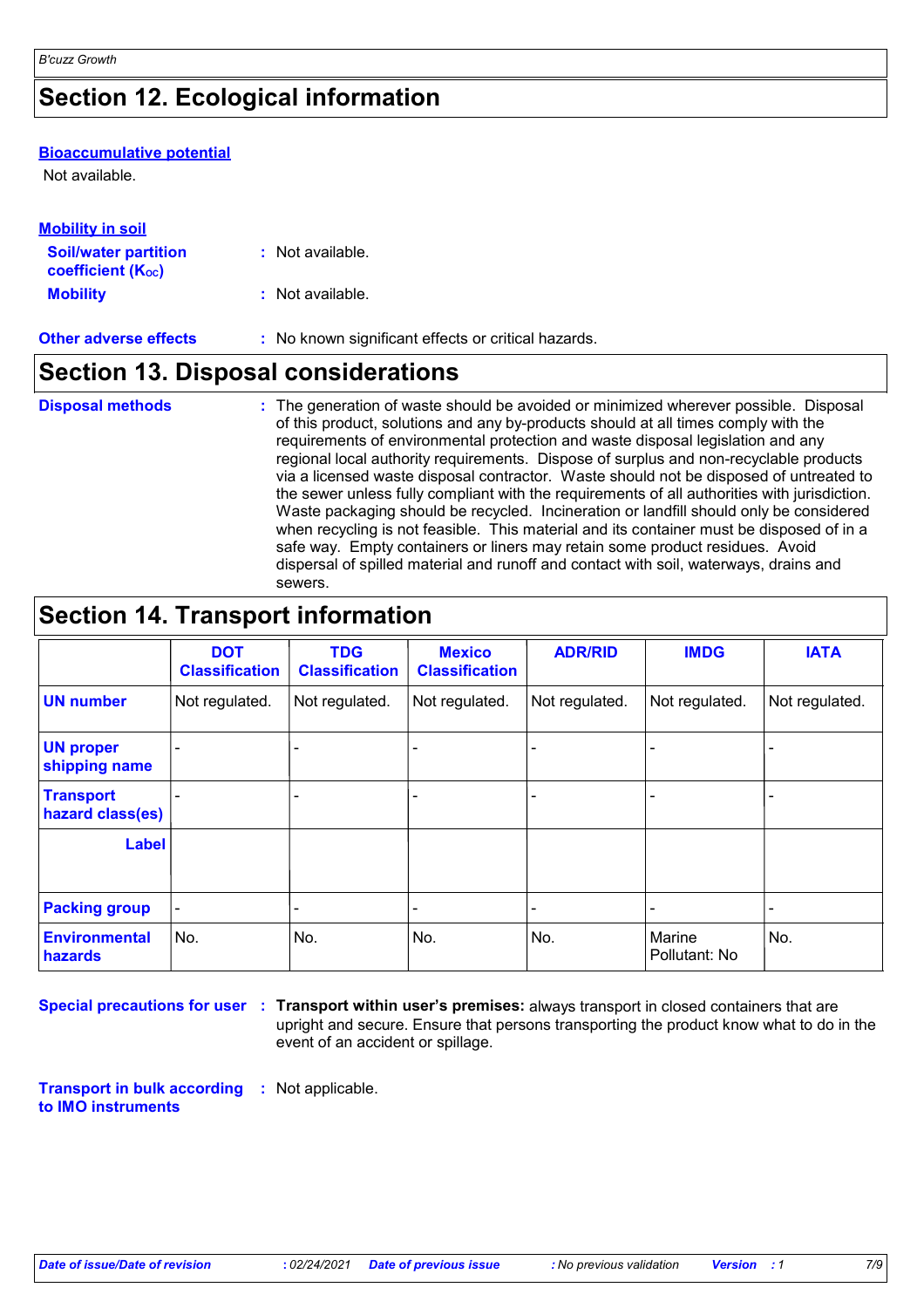## Section 12. Ecological information

**Bioaccumulative potential**

Not available.

**Mobility in soil**

**Soil/water partition coefficient ($K_{OC}$)** : Not available.

**Mobility** : Not available.

**Other adverse effects** : No known significant effects or critical hazards.

## Section 13. Disposal considerations

**Disposal methods** : The generation of waste should be avoided or minimized wherever possible. Disposal of this product, solutions and any by-products should at all times comply with the requirements of environmental protection and waste disposal legislation and any regional local authority requirements. Dispose of surplus and non-recyclable products via a licensed waste disposal contractor. Waste should not be disposed of untreated to the sewer unless fully compliant with the requirements of all authorities with jurisdiction. Waste packaging should be recycled. Incineration or landfill should only be considered when recycling is not feasible. This material and its container must be disposed of in a safe way. Empty containers or liners may retain some product residues. Avoid dispersal of spilled material and runoff and contact with soil, waterways, drains and sewers.

## Section 14. Transport information

| | DOT Classification | TDG Classification | Mexico Classification | ADR/RID | IMDG | IATA |
|---|---|---|---|---|---|---|
| **UN number** | Not regulated. | Not regulated. | Not regulated. | Not regulated. | Not regulated. | Not regulated. |
| **UN proper shipping name** | - | - | - | - | - | - |
| **Transport hazard class(es)** | - | - | - | - | - | - |
| **Label** | | | | | | |
| **Packing group** | - | - | - | - | - | - |
| **Environmental hazards** | No. | No. | No. | No. | Marine Pollutant: No | No. |

**Special precautions for user** : **Transport within user's premises:** always transport in closed containers that are upright and secure. Ensure that persons transporting the product know what to do in the event of an accident or spillage.

**Transport in bulk according to IMO instruments** : Not applicable.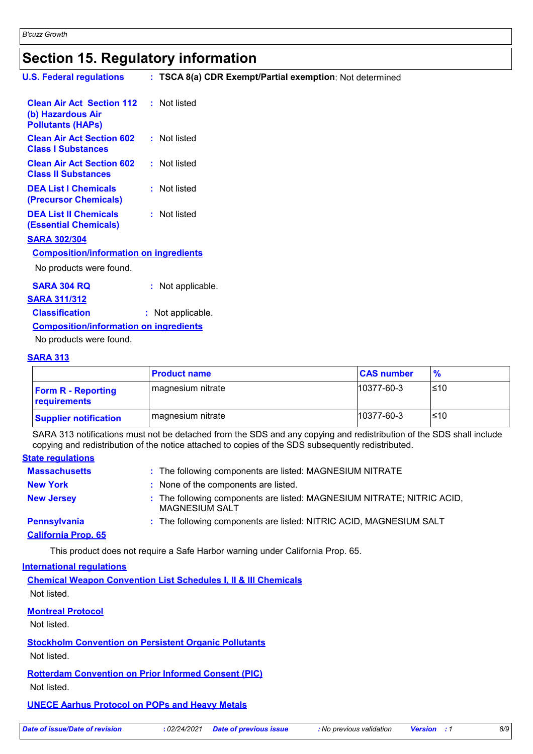# Section 15. Regulatory information

**U.S. Federal regulations** : **TSCA 8(a) CDR Exempt/Partial exemption**: Not determined

**Clean Air Act Section 112 (b) Hazardous Air Pollutants (HAPs)** : Not listed

**Clean Air Act Section 602 Class I Substances** : Not listed

**Clean Air Act Section 602 Class II Substances** : Not listed

**DEA List I Chemicals (Precursor Chemicals)** : Not listed

**DEA List II Chemicals (Essential Chemicals)** : Not listed

**SARA 302/304**

**Composition/information on ingredients**

No products were found.

**SARA 304 RQ** : Not applicable.

**SARA 311/312**

**Classification** : Not applicable.

**Composition/information on ingredients**

No products were found.

**SARA 313**

| | Product name | CAS number | % |
|---|---|---|---|
| **Form R - Reporting requirements** | magnesium nitrate | 10377-60-3 | ≤10 |
| **Supplier notification** | magnesium nitrate | 10377-60-3 | ≤10 |

SARA 313 notifications must not be detached from the SDS and any copying and redistribution of the SDS shall include copying and redistribution of the notice attached to copies of the SDS subsequently redistributed.

**State regulations**

**Massachusetts** : The following components are listed: MAGNESIUM NITRATE

**New York** : None of the components are listed.

**New Jersey** : The following components are listed: MAGNESIUM NITRATE; NITRIC ACID, MAGNESIUM SALT

**Pennsylvania** : The following components are listed: NITRIC ACID, MAGNESIUM SALT

**California Prop. 65**

This product does not require a Safe Harbor warning under California Prop. 65.

**International regulations**

**Chemical Weapon Convention List Schedules I, II & III Chemicals**

Not listed.

**Montreal Protocol**

Not listed.

**Stockholm Convention on Persistent Organic Pollutants**

Not listed.

**Rotterdam Convention on Prior Informed Consent (PIC)**

Not listed.

**UNECE Aarhus Protocol on POPs and Heavy Metals**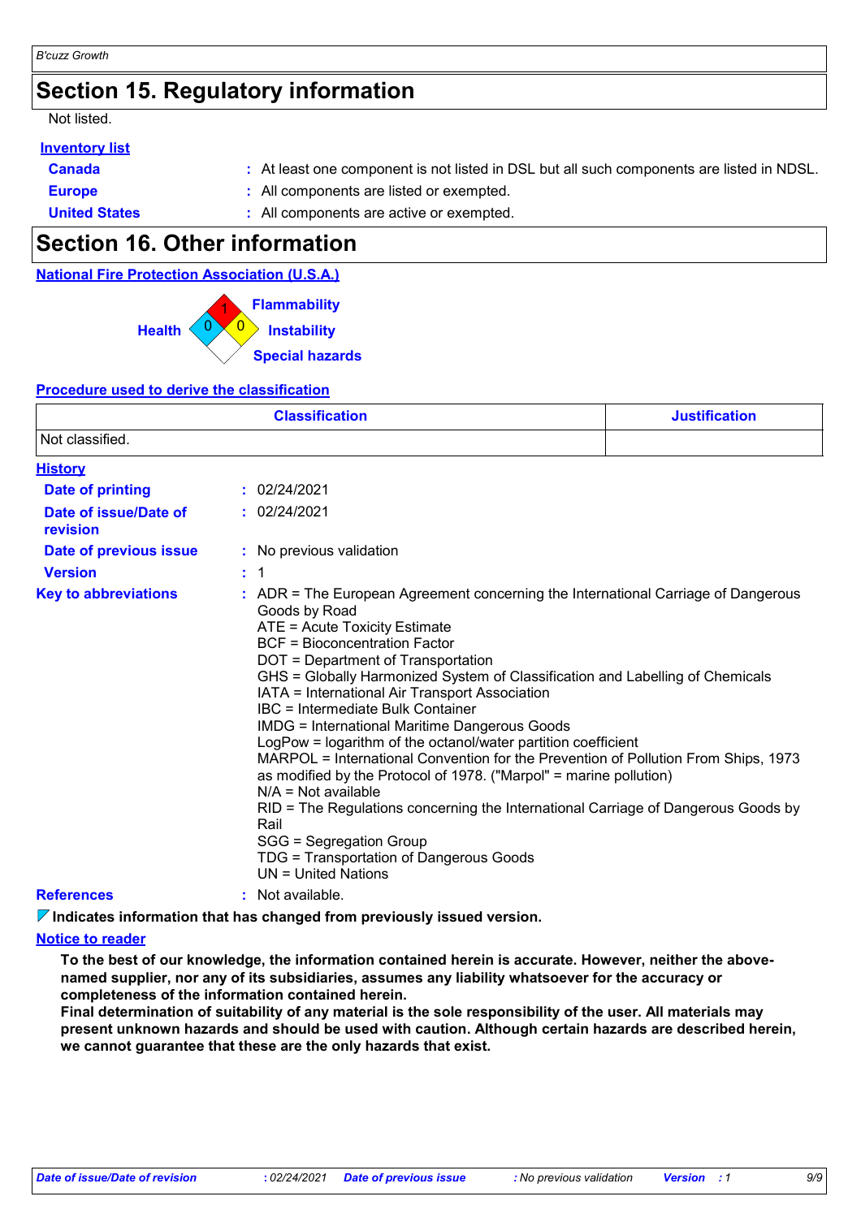## Section 15. Regulatory information

Not listed.

**Inventory list**

**Canada** : At least one component is not listed in DSL but all such components are listed in NDSL.

**Europe** : All components are listed or exempted.

**United States** : All components are active or exempted.

## Section 16. Other information

**National Fire Protection Association (U.S.A.)**

Flammability: 1
Health: 0
Instability: 0
Special hazards

**Procedure used to derive the classification**

| Classification | Justification |
| --- | --- |
| Not classified. | |

**History**

**Date of printing** : 02/24/2021

**Date of issue/Date of revision** : 02/24/2021

**Date of previous issue** : No previous validation

**Version** : 1

**Key to abbreviations** :
ADR = The European Agreement concerning the International Carriage of Dangerous Goods by Road
ATE = Acute Toxicity Estimate
BCF = Bioconcentration Factor
DOT = Department of Transportation
GHS = Globally Harmonized System of Classification and Labelling of Chemicals
IATA = International Air Transport Association
IBC = Intermediate Bulk Container
IMDG = International Maritime Dangerous Goods
LogPow = logarithm of the octanol/water partition coefficient
MARPOL = International Convention for the Prevention of Pollution From Ships, 1973 as modified by the Protocol of 1978. ("Marpol" = marine pollution)
N/A = Not available
RID = The Regulations concerning the International Carriage of Dangerous Goods by Rail
SGG = Segregation Group
TDG = Transportation of Dangerous Goods
UN = United Nations

**References** : Not available.

**Indicates information that has changed from previously issued version.**

**Notice to reader**

**To the best of our knowledge, the information contained herein is accurate. However, neither the above-named supplier, nor any of its subsidiaries, assumes any liability whatsoever for the accuracy or completeness of the information contained herein.**
**Final determination of suitability of any material is the sole responsibility of the user. All materials may present unknown hazards and should be used with caution. Although certain hazards are described herein, we cannot guarantee that these are the only hazards that exist.**